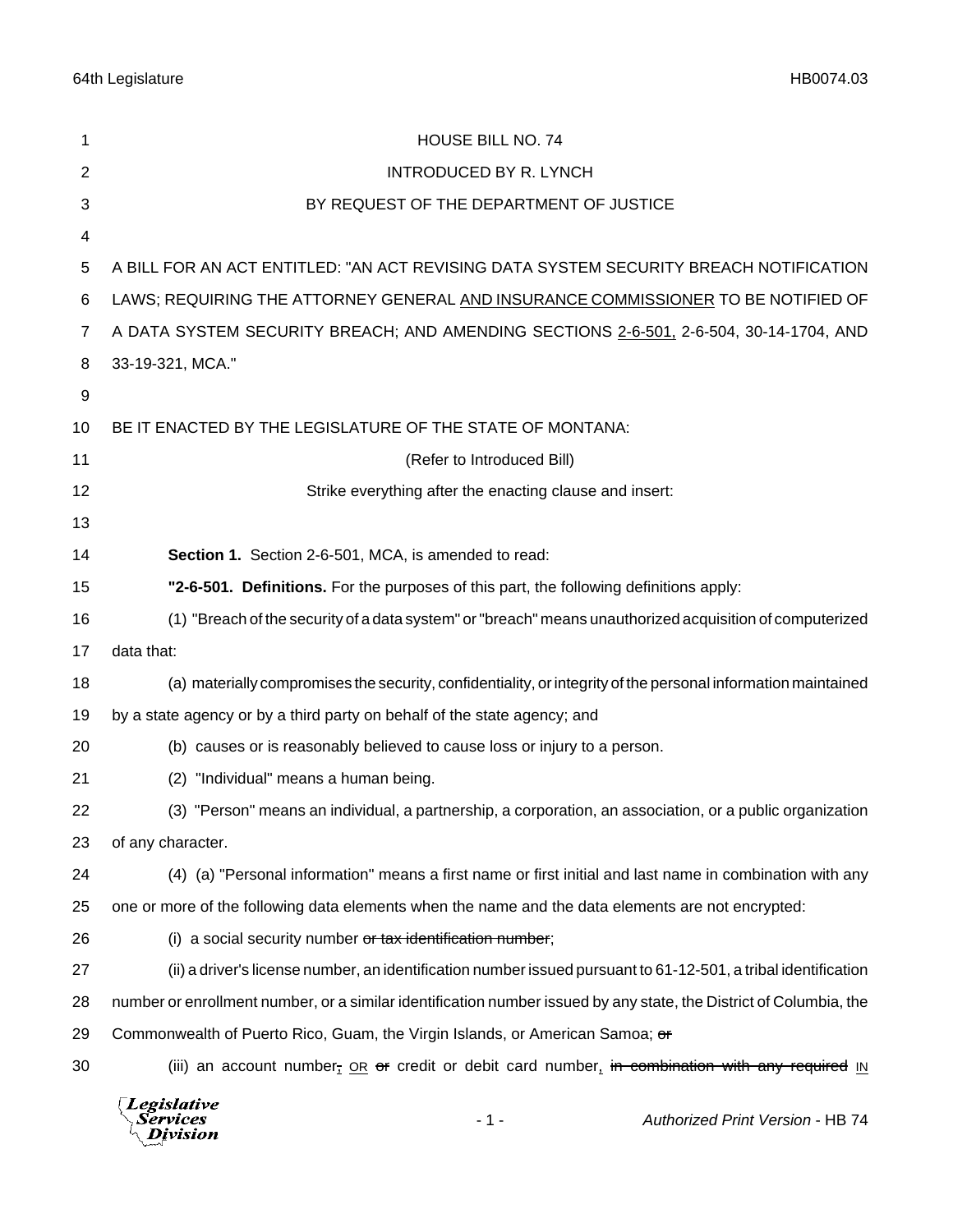HOUSE BILL NO. 74

INTRODUCED BY R. LYNCH

BY REQUEST OF THE DEPARTMENT OF JUSTICE

A BILL FOR AN ACT ENTITLED: "AN ACT REVISING DATA SYSTEM SECURITY BREACH NOTIFICATION LAWS; REQUIRING THE ATTORNEY GENERAL <u>AND INSURANCE COMMISSIONER</u> TO BE NOTIFIED OF A DATA SYSTEM SECURITY BREACH; AND AMENDING SECTIONS <u>2-6-501,</u> 2-6-504, 30-14-1704, AND 33-19-321, MCA."

BE IT ENACTED BY THE LEGISLATURE OF THE STATE OF MONTANA:

(Refer to Introduced Bill)

Strike everything after the enacting clause and insert:

**Section 1.** Section 2-6-501, MCA, is amended to read:

**"2-6-501. Definitions.** For the purposes of this part, the following definitions apply:

(1) "Breach of the security of a data system" or "breach" means unauthorized acquisition of computerized data that:

(a) materially compromises the security, confidentiality, or integrity of the personal information maintained by a state agency or by a third party on behalf of the state agency; and

(b) causes or is reasonably believed to cause loss or injury to a person.

(2) "Individual" means a human being.

(3) "Person" means an individual, a partnership, a corporation, an association, or a public organization of any character.

(4) (a) "Personal information" means a first name or first initial and last name in combination with any one or more of the following data elements when the name and the data elements are not encrypted:

(i) a social security number ~~or tax identification number~~;

(ii) a driver's license number, an identification number issued pursuant to 61-12-501, a tribal identification number or enrollment number, or a similar identification number issued by any state, the District of Columbia, the Commonwealth of Puerto Rico, Guam, the Virgin Islands, or American Samoa; ~~or~~

(iii) an account number~~,~~ <u>OR</u> ~~or~~ credit or debit card number<u>,</u> ~~in combination with any required~~ <u>IN</u>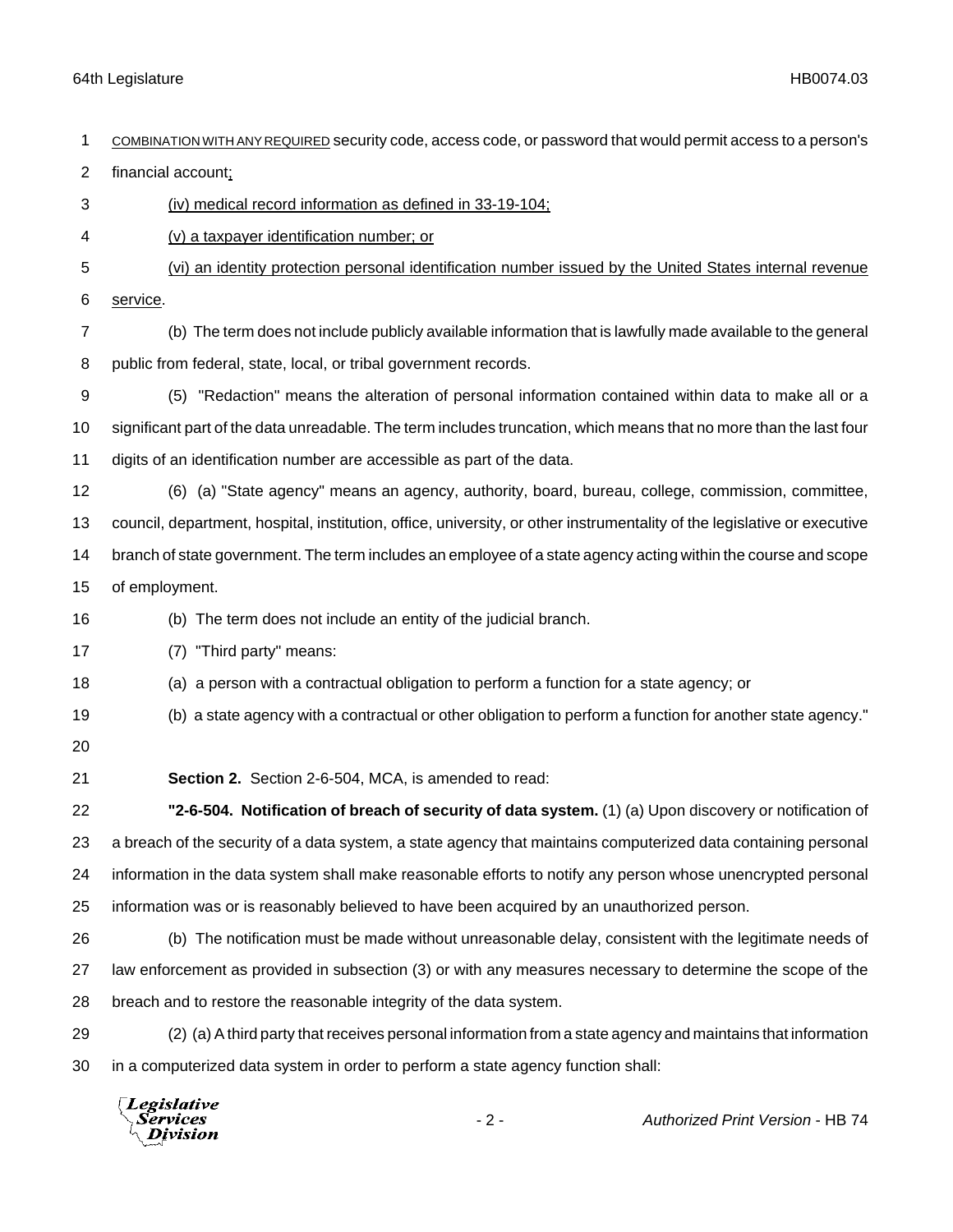COMBINATION WITH ANY REQUIRED security code, access code, or password that would permit access to a person's financial account;

(iv) medical record information as defined in 33-19-104;

(v) a taxpayer identification number; or

(vi) an identity protection personal identification number issued by the United States internal revenue service.

(b) The term does not include publicly available information that is lawfully made available to the general public from federal, state, local, or tribal government records.

(5) "Redaction" means the alteration of personal information contained within data to make all or a significant part of the data unreadable. The term includes truncation, which means that no more than the last four digits of an identification number are accessible as part of the data.

(6) (a) "State agency" means an agency, authority, board, bureau, college, commission, committee, council, department, hospital, institution, office, university, or other instrumentality of the legislative or executive branch of state government. The term includes an employee of a state agency acting within the course and scope of employment.

(b) The term does not include an entity of the judicial branch.

(7) "Third party" means:

(a) a person with a contractual obligation to perform a function for a state agency; or

(b) a state agency with a contractual or other obligation to perform a function for another state agency."

**Section 2.** Section 2-6-504, MCA, is amended to read:

**"2-6-504. Notification of breach of security of data system.** (1) (a) Upon discovery or notification of a breach of the security of a data system, a state agency that maintains computerized data containing personal information in the data system shall make reasonable efforts to notify any person whose unencrypted personal information was or is reasonably believed to have been acquired by an unauthorized person.

(b) The notification must be made without unreasonable delay, consistent with the legitimate needs of law enforcement as provided in subsection (3) or with any measures necessary to determine the scope of the breach and to restore the reasonable integrity of the data system.

(2) (a) A third party that receives personal information from a state agency and maintains that information in a computerized data system in order to perform a state agency function shall: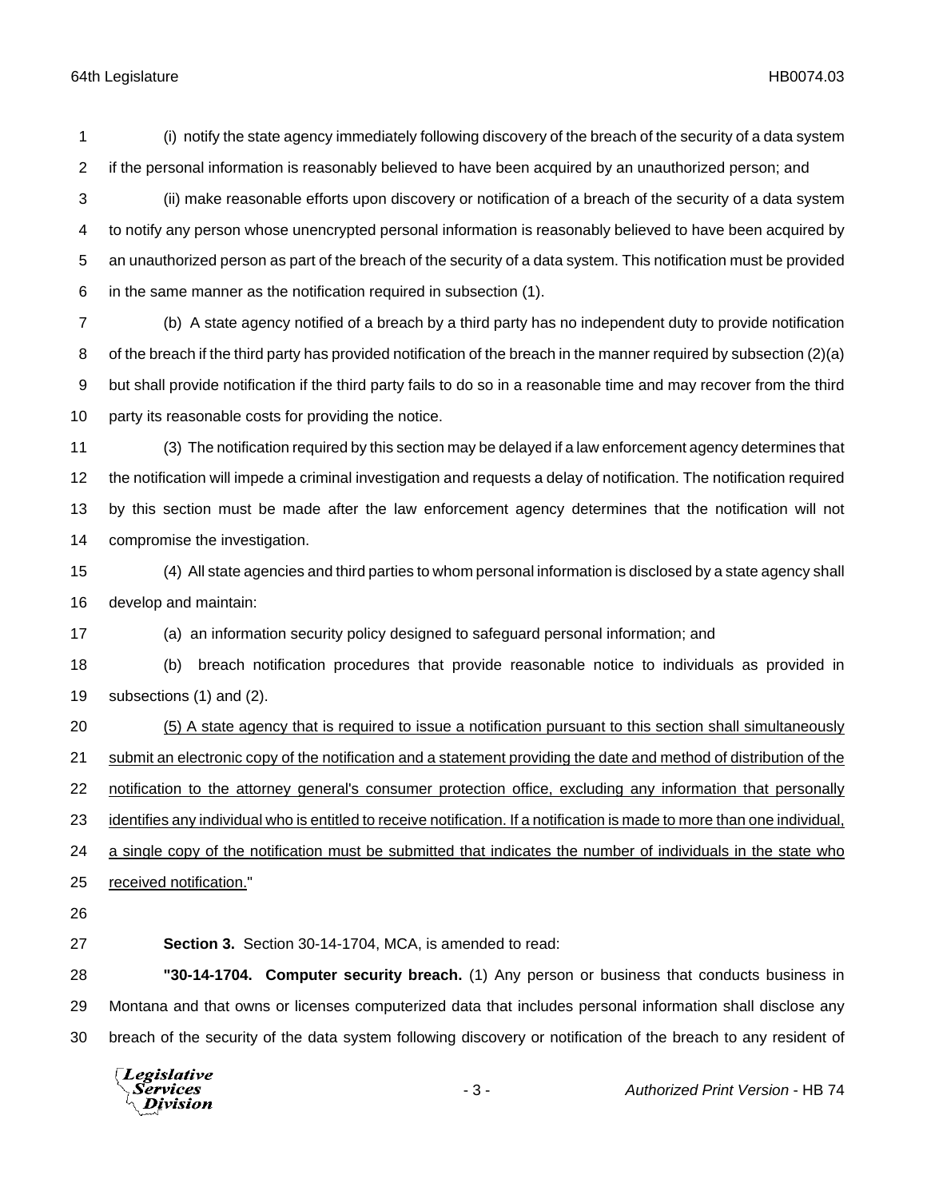(i) notify the state agency immediately following discovery of the breach of the security of a data system if the personal information is reasonably believed to have been acquired by an unauthorized person; and

(ii) make reasonable efforts upon discovery or notification of a breach of the security of a data system to notify any person whose unencrypted personal information is reasonably believed to have been acquired by an unauthorized person as part of the breach of the security of a data system. This notification must be provided in the same manner as the notification required in subsection (1).

(b) A state agency notified of a breach by a third party has no independent duty to provide notification of the breach if the third party has provided notification of the breach in the manner required by subsection (2)(a) but shall provide notification if the third party fails to do so in a reasonable time and may recover from the third party its reasonable costs for providing the notice.

(3) The notification required by this section may be delayed if a law enforcement agency determines that the notification will impede a criminal investigation and requests a delay of notification. The notification required by this section must be made after the law enforcement agency determines that the notification will not compromise the investigation.

(4) All state agencies and third parties to whom personal information is disclosed by a state agency shall develop and maintain:

(a) an information security policy designed to safeguard personal information; and

(b) breach notification procedures that provide reasonable notice to individuals as provided in subsections (1) and (2).

<u>(5) A state agency that is required to issue a notification pursuant to this section shall simultaneously submit an electronic copy of the notification and a statement providing the date and method of distribution of the notification to the attorney general's consumer protection office, excluding any information that personally identifies any individual who is entitled to receive notification. If a notification is made to more than one individual, a single copy of the notification must be submitted that indicates the number of individuals in the state who received notification.</u>"

**Section 3.** Section 30-14-1704, MCA, is amended to read:

**"30-14-1704. Computer security breach.** (1) Any person or business that conducts business in Montana and that owns or licenses computerized data that includes personal information shall disclose any breach of the security of the data system following discovery or notification of the breach to any resident of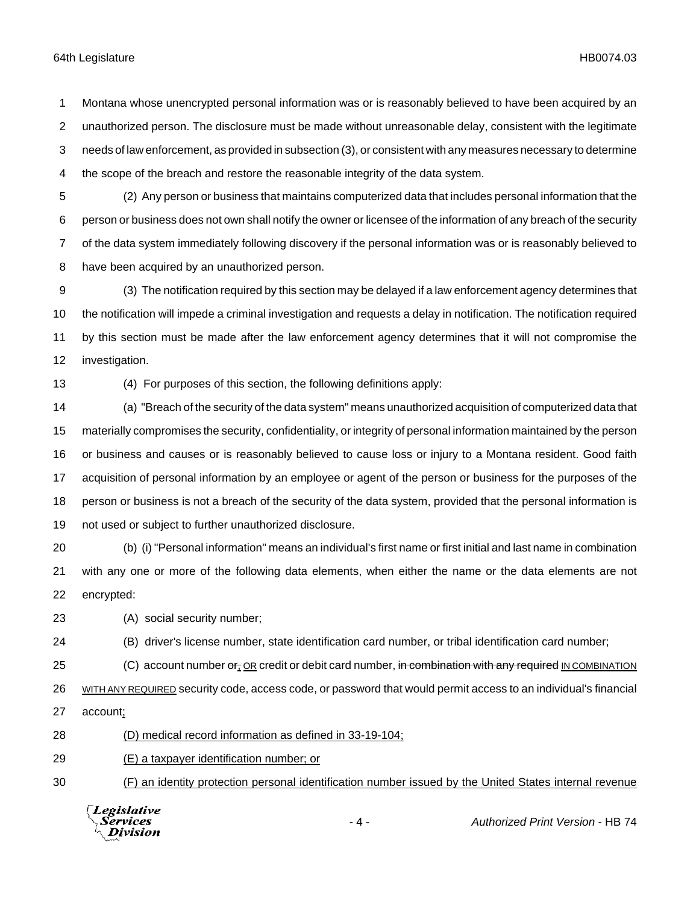Montana whose unencrypted personal information was or is reasonably believed to have been acquired by an unauthorized person. The disclosure must be made without unreasonable delay, consistent with the legitimate needs of law enforcement, as provided in subsection (3), or consistent with any measures necessary to determine the scope of the breach and restore the reasonable integrity of the data system.

(2) Any person or business that maintains computerized data that includes personal information that the person or business does not own shall notify the owner or licensee of the information of any breach of the security of the data system immediately following discovery if the personal information was or is reasonably believed to have been acquired by an unauthorized person.

(3) The notification required by this section may be delayed if a law enforcement agency determines that the notification will impede a criminal investigation and requests a delay in notification. The notification required by this section must be made after the law enforcement agency determines that it will not compromise the investigation.

(4) For purposes of this section, the following definitions apply:

(a) "Breach of the security of the data system" means unauthorized acquisition of computerized data that materially compromises the security, confidentiality, or integrity of personal information maintained by the person or business and causes or is reasonably believed to cause loss or injury to a Montana resident. Good faith acquisition of personal information by an employee or agent of the person or business for the purposes of the person or business is not a breach of the security of the data system, provided that the personal information is not used or subject to further unauthorized disclosure.

(b) (i) "Personal information" means an individual's first name or first initial and last name in combination with any one or more of the following data elements, when either the name or the data elements are not encrypted:

(A) social security number;

(B) driver's license number, state identification card number, or tribal identification card number;

(C) account number ~~or~~, OR credit or debit card number, ~~in combination with any required~~ IN COMBINATION WITH ANY REQUIRED security code, access code, or password that would permit access to an individual's financial account;

(D) medical record information as defined in 33-19-104;

(E) a taxpayer identification number; or

(F) an identity protection personal identification number issued by the United States internal revenue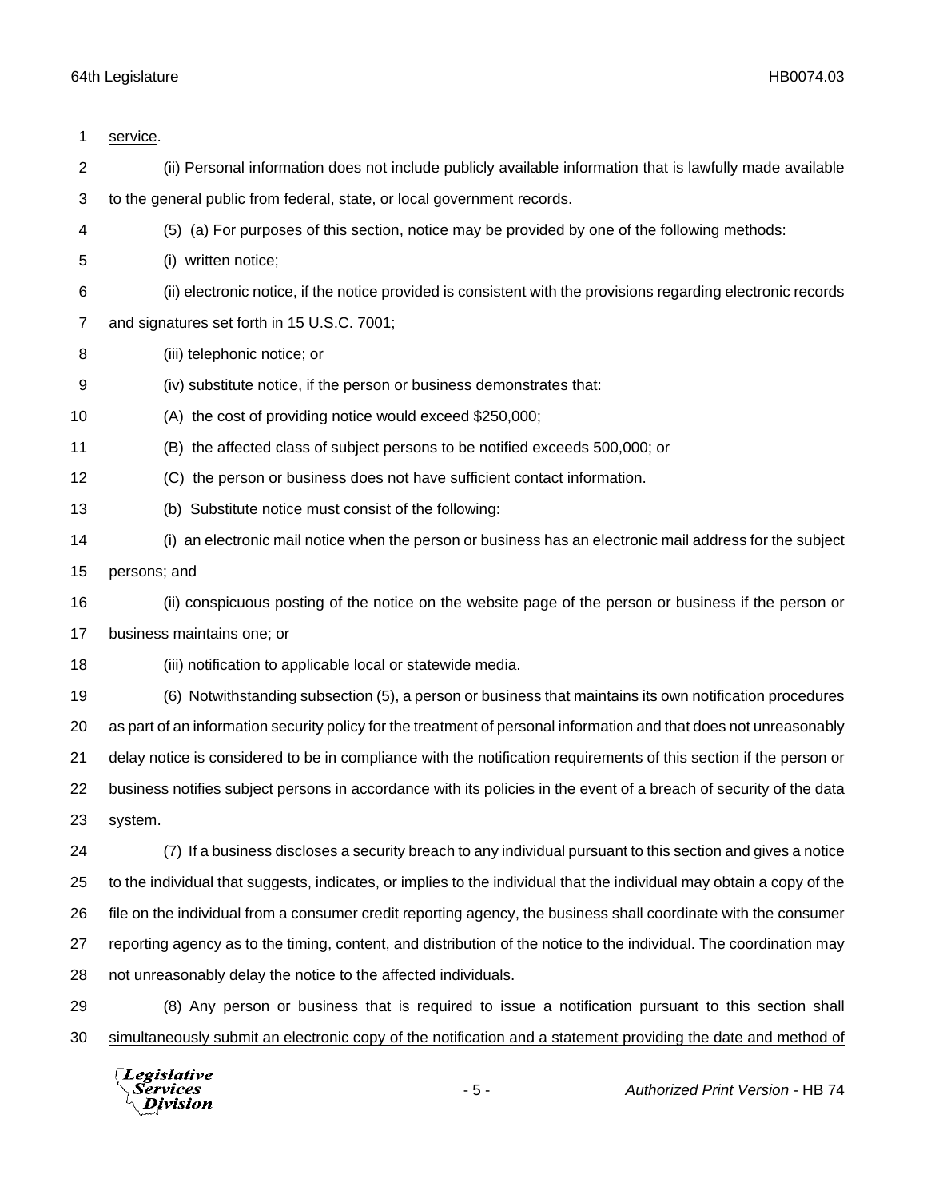service.

(ii) Personal information does not include publicly available information that is lawfully made available to the general public from federal, state, or local government records.

(5) (a) For purposes of this section, notice may be provided by one of the following methods:

(i) written notice;

(ii) electronic notice, if the notice provided is consistent with the provisions regarding electronic records and signatures set forth in 15 U.S.C. 7001;

(iii) telephonic notice; or

(iv) substitute notice, if the person or business demonstrates that:

(A) the cost of providing notice would exceed $250,000;

(B) the affected class of subject persons to be notified exceeds 500,000; or

(C) the person or business does not have sufficient contact information.

(b) Substitute notice must consist of the following:

(i) an electronic mail notice when the person or business has an electronic mail address for the subject persons; and

(ii) conspicuous posting of the notice on the website page of the person or business if the person or business maintains one; or

(iii) notification to applicable local or statewide media.

(6) Notwithstanding subsection (5), a person or business that maintains its own notification procedures as part of an information security policy for the treatment of personal information and that does not unreasonably delay notice is considered to be in compliance with the notification requirements of this section if the person or business notifies subject persons in accordance with its policies in the event of a breach of security of the data system.

(7) If a business discloses a security breach to any individual pursuant to this section and gives a notice to the individual that suggests, indicates, or implies to the individual that the individual may obtain a copy of the file on the individual from a consumer credit reporting agency, the business shall coordinate with the consumer reporting agency as to the timing, content, and distribution of the notice to the individual. The coordination may not unreasonably delay the notice to the affected individuals.

<u>(8) Any person or business that is required to issue a notification pursuant to this section shall simultaneously submit an electronic copy of the notification and a statement providing the date and method of</u>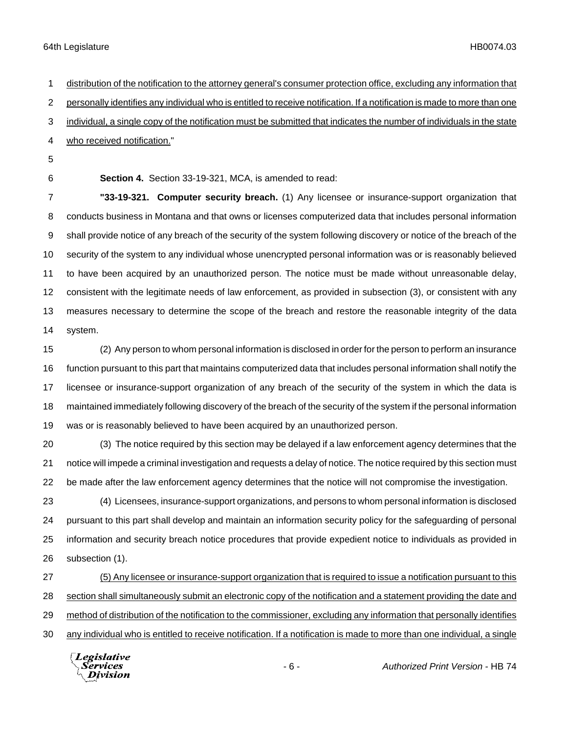distribution of the notification to the attorney general's consumer protection office, excluding any information that personally identifies any individual who is entitled to receive notification. If a notification is made to more than one individual, a single copy of the notification must be submitted that indicates the number of individuals in the state who received notification."

**Section 4.** Section 33-19-321, MCA, is amended to read:

**"33-19-321. Computer security breach.** (1) Any licensee or insurance-support organization that conducts business in Montana and that owns or licenses computerized data that includes personal information shall provide notice of any breach of the security of the system following discovery or notice of the breach of the security of the system to any individual whose unencrypted personal information was or is reasonably believed to have been acquired by an unauthorized person. The notice must be made without unreasonable delay, consistent with the legitimate needs of law enforcement, as provided in subsection (3), or consistent with any measures necessary to determine the scope of the breach and restore the reasonable integrity of the data system.

(2) Any person to whom personal information is disclosed in order for the person to perform an insurance function pursuant to this part that maintains computerized data that includes personal information shall notify the licensee or insurance-support organization of any breach of the security of the system in which the data is maintained immediately following discovery of the breach of the security of the system if the personal information was or is reasonably believed to have been acquired by an unauthorized person.

(3) The notice required by this section may be delayed if a law enforcement agency determines that the notice will impede a criminal investigation and requests a delay of notice. The notice required by this section must be made after the law enforcement agency determines that the notice will not compromise the investigation.

(4) Licensees, insurance-support organizations, and persons to whom personal information is disclosed pursuant to this part shall develop and maintain an information security policy for the safeguarding of personal information and security breach notice procedures that provide expedient notice to individuals as provided in subsection (1).

(5) Any licensee or insurance-support organization that is required to issue a notification pursuant to this section shall simultaneously submit an electronic copy of the notification and a statement providing the date and method of distribution of the notification to the commissioner, excluding any information that personally identifies any individual who is entitled to receive notification. If a notification is made to more than one individual, a single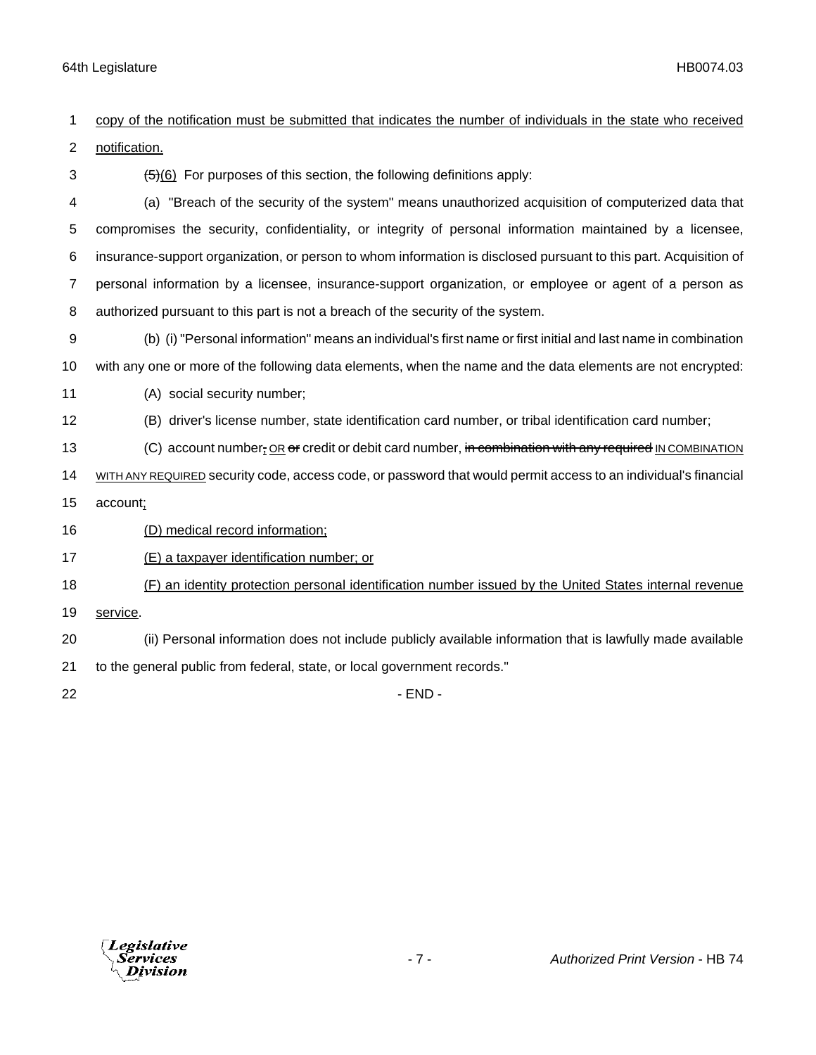copy of the notification must be submitted that indicates the number of individuals in the state who received notification.

~~(5)~~(6) For purposes of this section, the following definitions apply:

(a) "Breach of the security of the system" means unauthorized acquisition of computerized data that compromises the security, confidentiality, or integrity of personal information maintained by a licensee, insurance-support organization, or person to whom information is disclosed pursuant to this part. Acquisition of personal information by a licensee, insurance-support organization, or employee or agent of a person as authorized pursuant to this part is not a breach of the security of the system.

(b) (i) "Personal information" means an individual's first name or first initial and last name in combination with any one or more of the following data elements, when the name and the data elements are not encrypted:

(A) social security number;

(B) driver's license number, state identification card number, or tribal identification card number;

(C) account number~~,~~ OR ~~or~~ credit or debit card number, ~~in combination with any required~~ IN COMBINATION WITH ANY REQUIRED security code, access code, or password that would permit access to an individual's financial account;

(D) medical record information;

(E) a taxpayer identification number; or

(F) an identity protection personal identification number issued by the United States internal revenue service.

(ii) Personal information does not include publicly available information that is lawfully made available to the general public from federal, state, or local government records."

\- END -